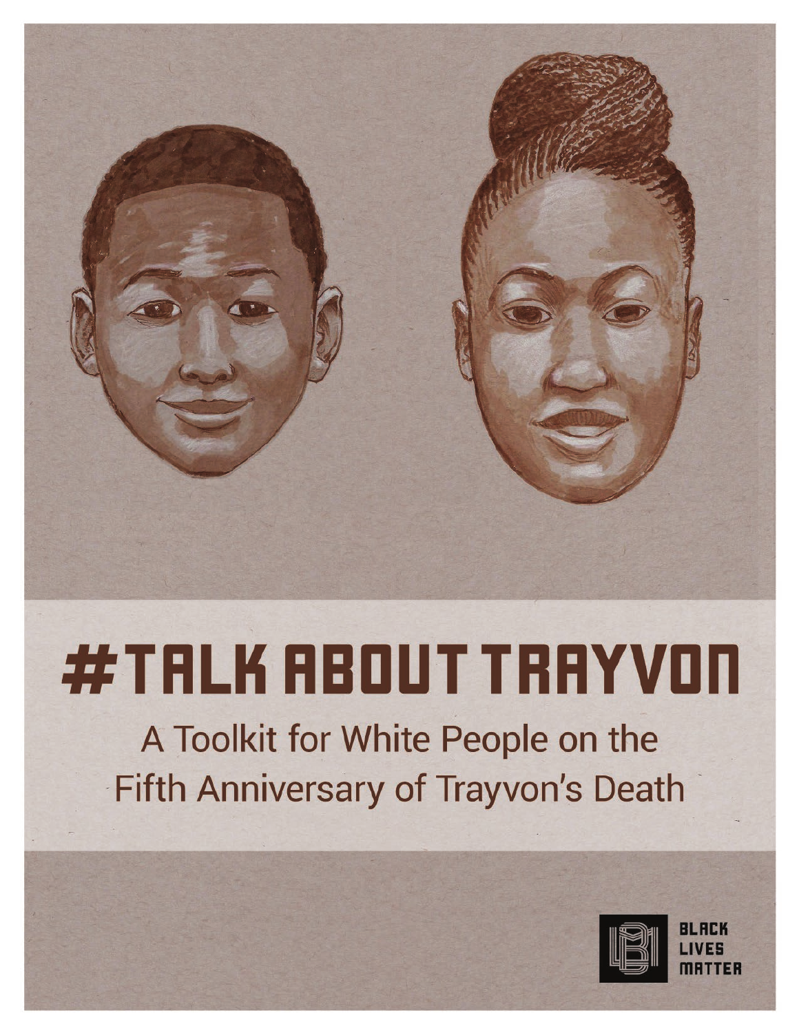# #TALK ABOUT TRAYVON

A Toolkit for White People on the Fifth Anniversary of Trayvon's Death

BLACK LIVES MATTER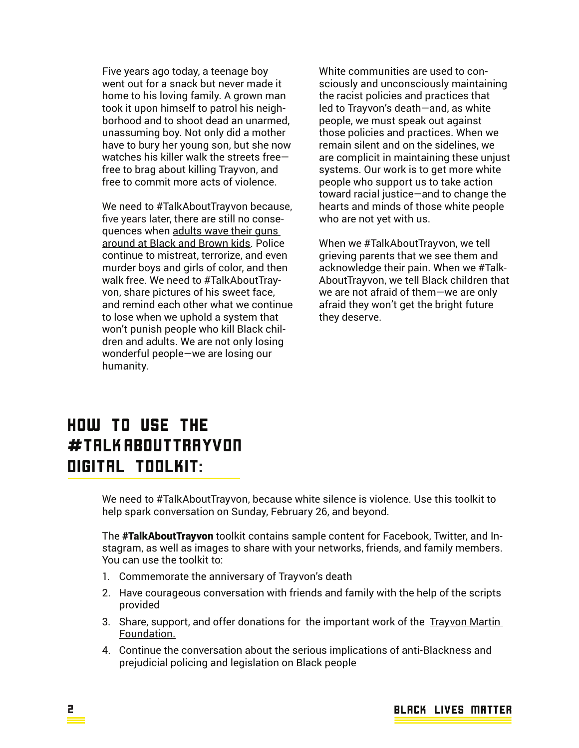Five years ago today, a teenage boy went out for a snack but never made it home to his loving family. A grown man took it upon himself to patrol his neighborhood and to shoot dead an unarmed, unassuming boy. Not only did a mother have to bury her young son, but she now watches his killer walk the streets free—free to brag about killing Trayvon, and free to commit more acts of violence.

We need to #TalkAboutTrayvon because, five years later, there are still no consequences when adults wave their guns around at Black and Brown kids. Police continue to mistreat, terrorize, and even murder boys and girls of color, and then walk free. We need to #TalkAboutTrayvon, share pictures of his sweet face, and remind each other what we continue to lose when we uphold a system that won't punish people who kill Black children and adults. We are not only losing wonderful people—we are losing our humanity.

White communities are used to consciously and unconsciously maintaining the racist policies and practices that led to Trayvon's death—and, as white people, we must speak out against those policies and practices. When we remain silent and on the sidelines, we are complicit in maintaining these unjust systems. Our work is to get more white people who support us to take action toward racial justice—and to change the hearts and minds of those white people who are not yet with us.

When we #TalkAboutTrayvon, we tell grieving parents that we see them and acknowledge their pain. When we #TalkAboutTrayvon, we tell Black children that we are not afraid of them—we are only afraid they won't get the bright future they deserve.

## HOW TO USE THE #TALKABOUTTRAYVON DIGITAL TOOLKIT:

We need to #TalkAboutTrayvon, because white silence is violence. Use this toolkit to help spark conversation on Sunday, February 26, and beyond.

The **#TalkAboutTrayvon** toolkit contains sample content for Facebook, Twitter, and Instagram, as well as images to share with your networks, friends, and family members. You can use the toolkit to:

1. Commemorate the anniversary of Trayvon's death
2. Have courageous conversation with friends and family with the help of the scripts provided
3. Share, support, and offer donations for the important work of the Trayvon Martin Foundation.
4. Continue the conversation about the serious implications of anti-Blackness and prejudicial policing and legislation on Black people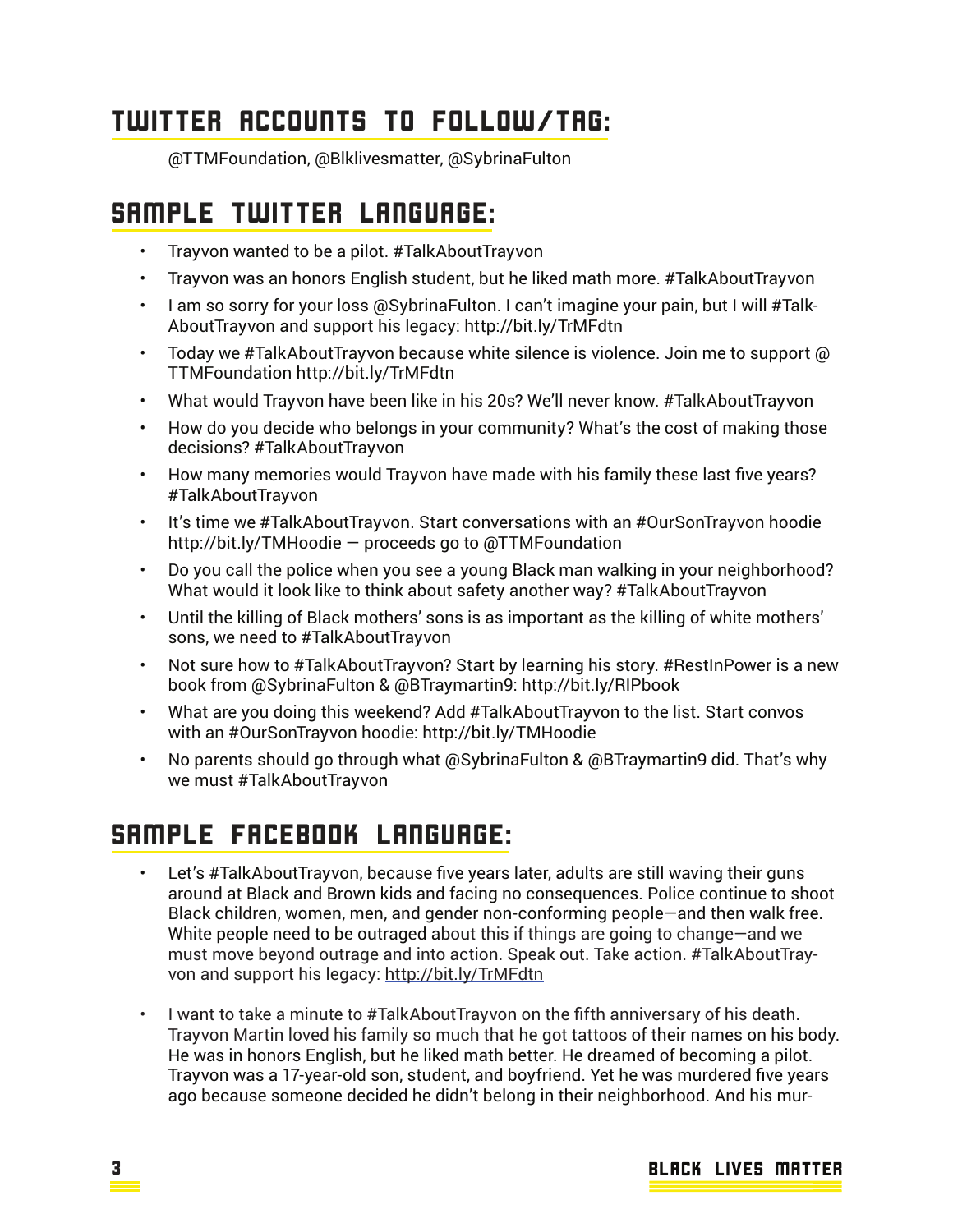## Twitter Accounts to Follow/Tag:

@TTMFoundation, @Blklivesmatter, @SybrinaFulton

## Sample Twitter Language:

- Trayvon wanted to be a pilot. #TalkAboutTrayvon
- Trayvon was an honors English student, but he liked math more. #TalkAboutTrayvon
- I am so sorry for your loss @SybrinaFulton. I can't imagine your pain, but I will #TalkAboutTrayvon and support his legacy: http://bit.ly/TrMFdtn
- Today we #TalkAboutTrayvon because white silence is violence. Join me to support @TTMFoundation http://bit.ly/TrMFdtn
- What would Trayvon have been like in his 20s? We'll never know. #TalkAboutTrayvon
- How do you decide who belongs in your community? What's the cost of making those decisions? #TalkAboutTrayvon
- How many memories would Trayvon have made with his family these last five years? #TalkAboutTrayvon
- It's time we #TalkAboutTrayvon. Start conversations with an #OurSonTrayvon hoodie http://bit.ly/TMHoodie — proceeds go to @TTMFoundation
- Do you call the police when you see a young Black man walking in your neighborhood? What would it look like to think about safety another way? #TalkAboutTrayvon
- Until the killing of Black mothers' sons is as important as the killing of white mothers' sons, we need to #TalkAboutTrayvon
- Not sure how to #TalkAboutTrayvon? Start by learning his story. #RestInPower is a new book from @SybrinaFulton & @BTraymartin9: http://bit.ly/RIPbook
- What are you doing this weekend? Add #TalkAboutTrayvon to the list. Start convos with an #OurSonTrayvon hoodie: http://bit.ly/TMHoodie
- No parents should go through what @SybrinaFulton & @BTraymartin9 did. That's why we must #TalkAboutTrayvon

## Sample Facebook Language:

- Let's #TalkAboutTrayvon, because five years later, adults are still waving their guns around at Black and Brown kids and facing no consequences. Police continue to shoot Black children, women, men, and gender non-conforming people—and then walk free. White people need to be outraged about this if things are going to change—and we must move beyond outrage and into action. Speak out. Take action. #TalkAboutTrayvon and support his legacy: http://bit.ly/TrMFdtn

- I want to take a minute to #TalkAboutTrayvon on the fifth anniversary of his death. Trayvon Martin loved his family so much that he got tattoos of their names on his body. He was in honors English, but he liked math better. He dreamed of becoming a pilot. Trayvon was a 17-year-old son, student, and boyfriend. Yet he was murdered five years ago because someone decided he didn't belong in their neighborhood. And his mur-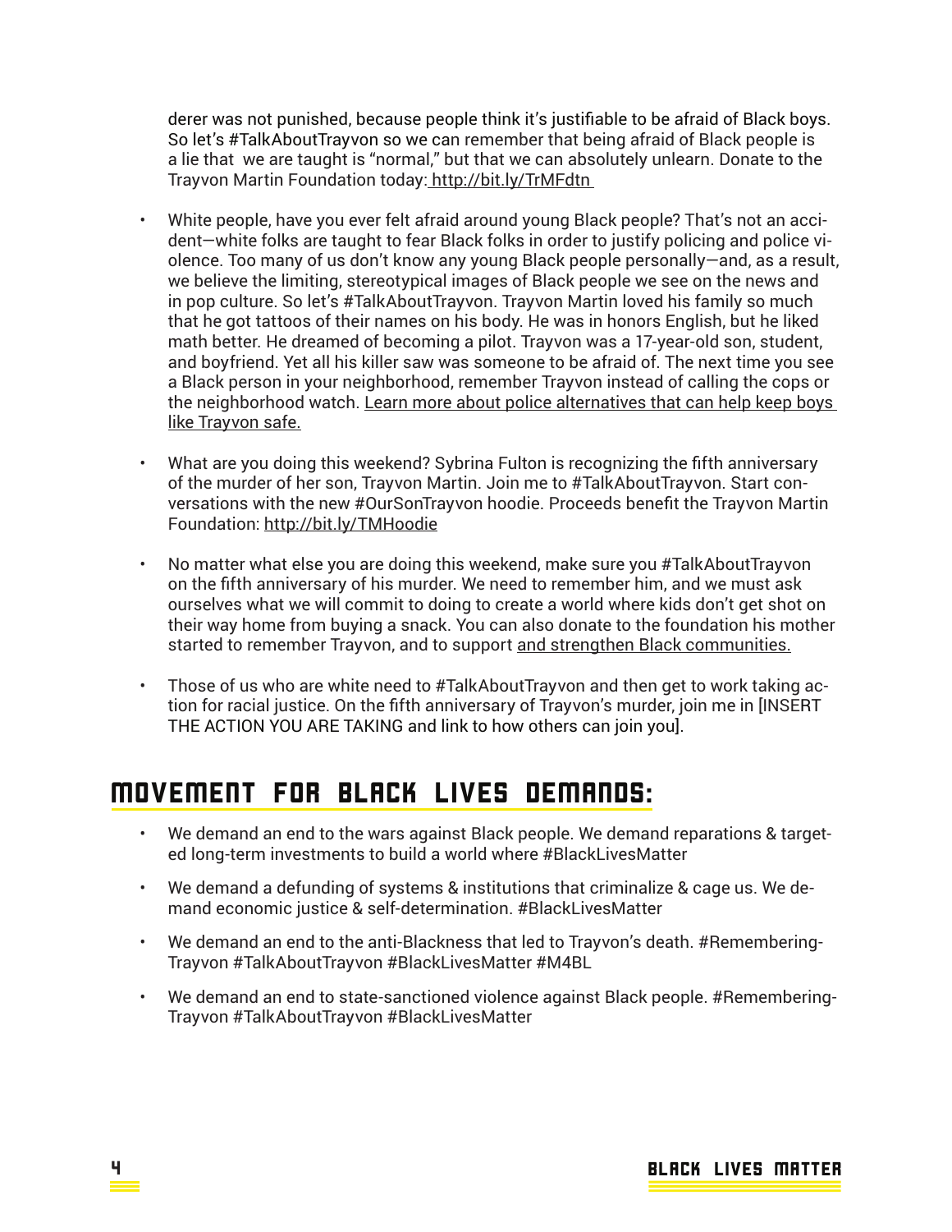derer was not punished, because people think it's justifiable to be afraid of Black boys. So let's #TalkAboutTrayvon so we can remember that being afraid of Black people is a lie that we are taught is "normal," but that we can absolutely unlearn. Donate to the Trayvon Martin Foundation today: http://bit.ly/TrMFdtn

- White people, have you ever felt afraid around young Black people? That's not an accident—white folks are taught to fear Black folks in order to justify policing and police violence. Too many of us don't know any young Black people personally—and, as a result, we believe the limiting, stereotypical images of Black people we see on the news and in pop culture. So let's #TalkAboutTrayvon. Trayvon Martin loved his family so much that he got tattoos of their names on his body. He was in honors English, but he liked math better. He dreamed of becoming a pilot. Trayvon was a 17-year-old son, student, and boyfriend. Yet all his killer saw was someone to be afraid of. The next time you see a Black person in your neighborhood, remember Trayvon instead of calling the cops or the neighborhood watch. Learn more about police alternatives that can help keep boys like Trayvon safe.

- What are you doing this weekend? Sybrina Fulton is recognizing the fifth anniversary of the murder of her son, Trayvon Martin. Join me to #TalkAboutTrayvon. Start conversations with the new #OurSonTrayvon hoodie. Proceeds benefit the Trayvon Martin Foundation: http://bit.ly/TMHoodie

- No matter what else you are doing this weekend, make sure you #TalkAboutTrayvon on the fifth anniversary of his murder. We need to remember him, and we must ask ourselves what we will commit to doing to create a world where kids don't get shot on their way home from buying a snack. You can also donate to the foundation his mother started to remember Trayvon, and to support and strengthen Black communities.

- Those of us who are white need to #TalkAboutTrayvon and then get to work taking action for racial justice. On the fifth anniversary of Trayvon's murder, join me in [INSERT THE ACTION YOU ARE TAKING and link to how others can join you].

## MOVEMENT FOR BLACK LIVES DEMANDS:

- We demand an end to the wars against Black people. We demand reparations & targeted long-term investments to build a world where #BlackLivesMatter

- We demand a defunding of systems & institutions that criminalize & cage us. We demand economic justice & self-determination. #BlackLivesMatter

- We demand an end to the anti-Blackness that led to Trayvon's death. #RememberingTrayvon #TalkAboutTrayvon #BlackLivesMatter #M4BL

- We demand an end to state-sanctioned violence against Black people. #RememberingTrayvon #TalkAboutTrayvon #BlackLivesMatter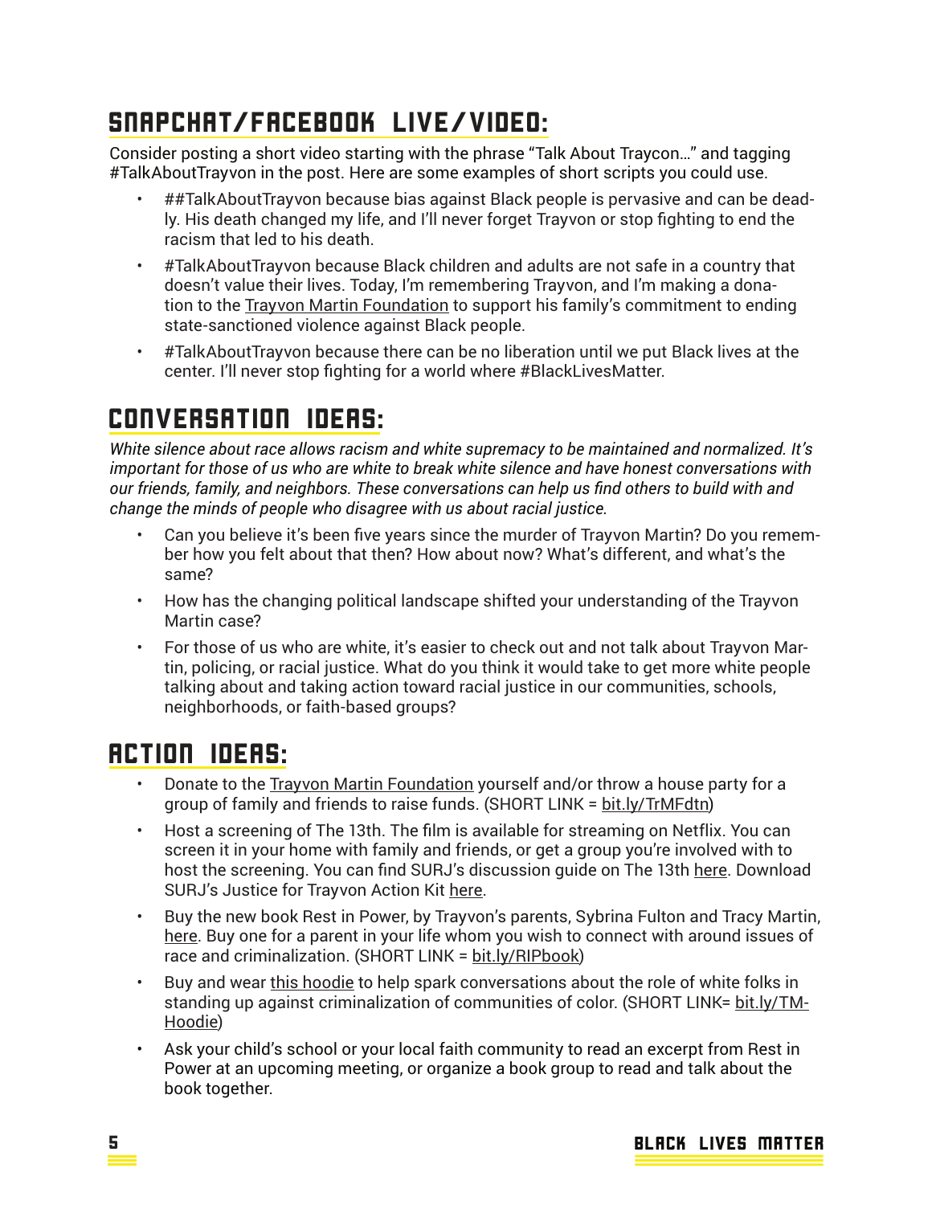## Snapchat/Facebook Live/Video:

Consider posting a short video starting with the phrase "Talk About Traycon..." and tagging #TalkAboutTrayvon in the post. Here are some examples of short scripts you could use.

- ##TalkAboutTrayvon because bias against Black people is pervasive and can be deadly. His death changed my life, and I'll never forget Trayvon or stop fighting to end the racism that led to his death.
- #TalkAboutTrayvon because Black children and adults are not safe in a country that doesn't value their lives. Today, I'm remembering Trayvon, and I'm making a donation to the Trayvon Martin Foundation to support his family's commitment to ending state-sanctioned violence against Black people.
- #TalkAboutTrayvon because there can be no liberation until we put Black lives at the center. I'll never stop fighting for a world where #BlackLivesMatter.

## Conversation Ideas:

*White silence about race allows racism and white supremacy to be maintained and normalized. It's important for those of us who are white to break white silence and have honest conversations with our friends, family, and neighbors. These conversations can help us find others to build with and change the minds of people who disagree with us about racial justice.*

- Can you believe it's been five years since the murder of Trayvon Martin? Do you remember how you felt about that then? How about now? What's different, and what's the same?
- How has the changing political landscape shifted your understanding of the Trayvon Martin case?
- For those of us who are white, it's easier to check out and not talk about Trayvon Martin, policing, or racial justice. What do you think it would take to get more white people talking about and taking action toward racial justice in our communities, schools, neighborhoods, or faith-based groups?

## Action Ideas:

- Donate to the Trayvon Martin Foundation yourself and/or throw a house party for a group of family and friends to raise funds. (SHORT LINK = bit.ly/TrMFdtn)
- Host a screening of The 13th. The film is available for streaming on Netflix. You can screen it in your home with family and friends, or get a group you're involved with to host the screening. You can find SURJ's discussion guide on The 13th here. Download SURJ's Justice for Trayvon Action Kit here.
- Buy the new book Rest in Power, by Trayvon's parents, Sybrina Fulton and Tracy Martin, here. Buy one for a parent in your life whom you wish to connect with around issues of race and criminalization. (SHORT LINK = bit.ly/RIPbook)
- Buy and wear this hoodie to help spark conversations about the role of white folks in standing up against criminalization of communities of color. (SHORT LINK= bit.ly/TM-Hoodie)
- Ask your child's school or your local faith community to read an excerpt from Rest in Power at an upcoming meeting, or organize a book group to read and talk about the book together.